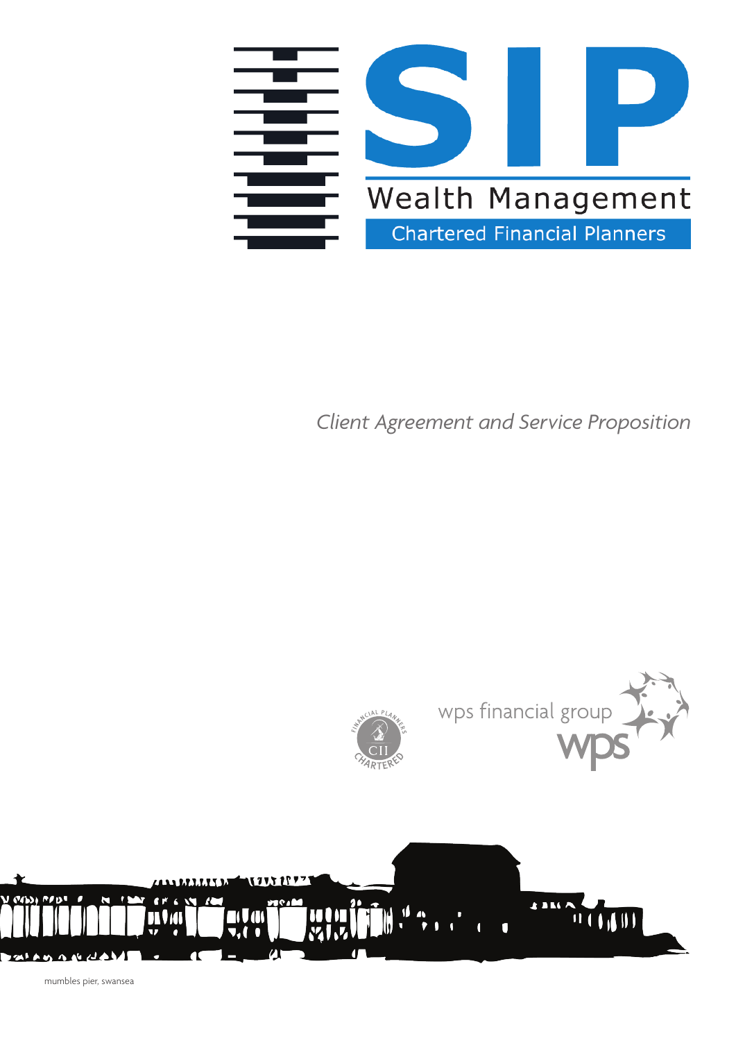# SIP

## Wealth Management

Chartered Financial Planners

*Client Agreement and Service Proposition*

wps financial group

wps

mumbles pier, swansea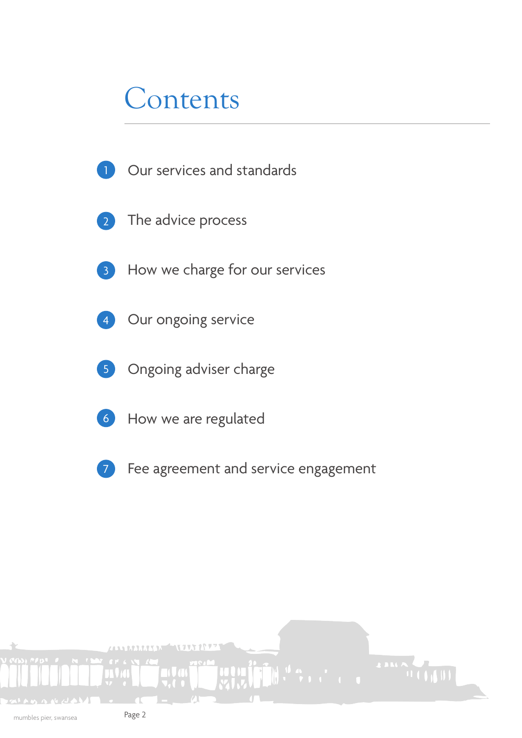# Contents

1. Our services and standards
2. The advice process
3. How we charge for our services
4. Our ongoing service
5. Ongoing adviser charge
6. How we are regulated
7. Fee agreement and service engagement

mumbles pier, swansea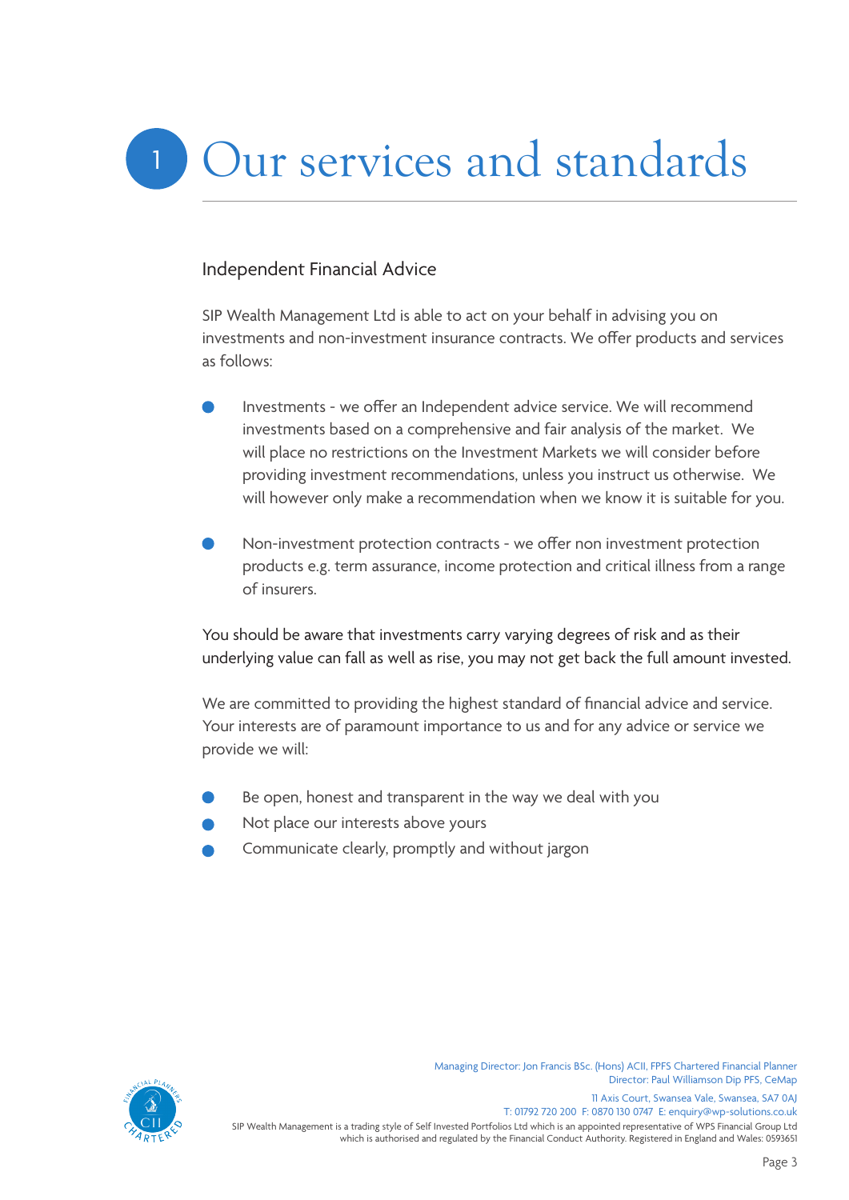# 1 Our services and standards

## Independent Financial Advice

SIP Wealth Management Ltd is able to act on your behalf in advising you on investments and non-investment insurance contracts. We offer products and services as follows:

- Investments - we offer an Independent advice service. We will recommend investments based on a comprehensive and fair analysis of the market. We will place no restrictions on the Investment Markets we will consider before providing investment recommendations, unless you instruct us otherwise. We will however only make a recommendation when we know it is suitable for you.

- Non-investment protection contracts - we offer non investment protection products e.g. term assurance, income protection and critical illness from a range of insurers.

You should be aware that investments carry varying degrees of risk and as their underlying value can fall as well as rise, you may not get back the full amount invested.

We are committed to providing the highest standard of financial advice and service. Your interests are of paramount importance to us and for any advice or service we provide we will:

- Be open, honest and transparent in the way we deal with you
- Not place our interests above yours
- Communicate clearly, promptly and without jargon

Managing Director: Jon Francis BSc. (Hons) ACII, FPFS Chartered Financial Planner
Director: Paul Williamson Dip PFS, CeMap

11 Axis Court, Swansea Vale, Swansea, SA7 0AJ
T: 01792 720 200 F: 0870 130 0747 E: enquiry@wp-solutions.co.uk
SIP Wealth Management is a trading style of Self Invested Portfolios Ltd which is an appointed representative of WPS Financial Group Ltd which is authorised and regulated by the Financial Conduct Authority. Registered in England and Wales: 0593651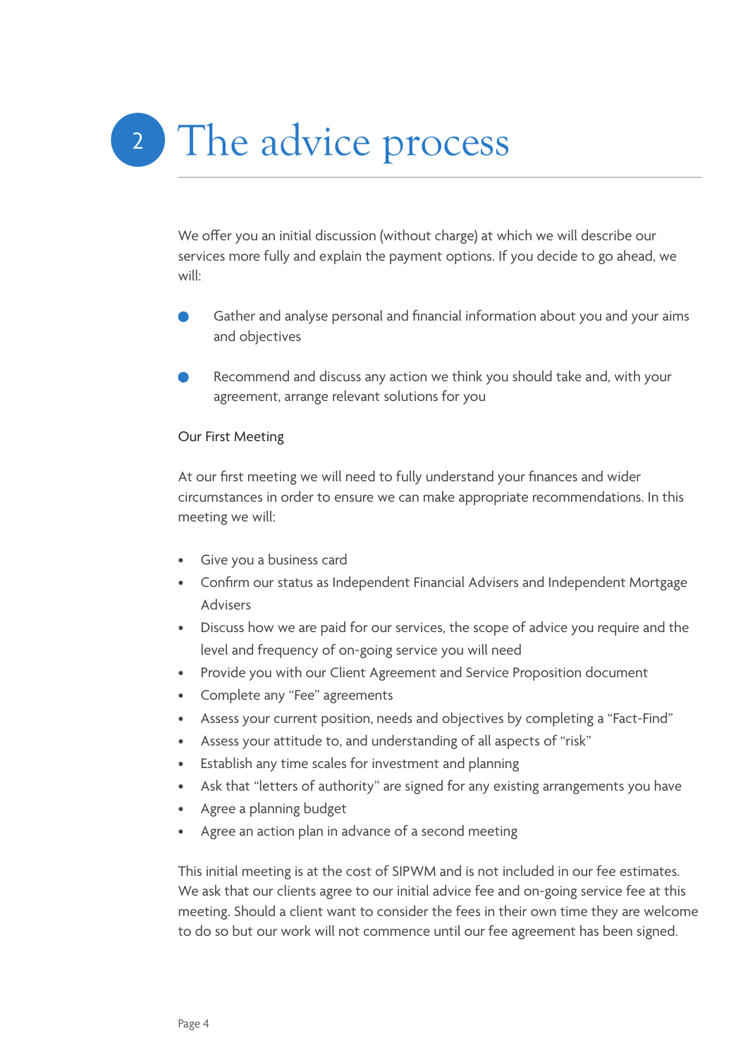# 2 The advice process

We offer you an initial discussion (without charge) at which we will describe our services more fully and explain the payment options. If you decide to go ahead, we will:

- Gather and analyse personal and financial information about you and your aims and objectives
- Recommend and discuss any action we think you should take and, with your agreement, arrange relevant solutions for you

Our First Meeting

At our first meeting we will need to fully understand your finances and wider circumstances in order to ensure we can make appropriate recommendations. In this meeting we will:

- Give you a business card
- Confirm our status as Independent Financial Advisers and Independent Mortgage Advisers
- Discuss how we are paid for our services, the scope of advice you require and the level and frequency of on-going service you will need
- Provide you with our Client Agreement and Service Proposition document
- Complete any "Fee" agreements
- Assess your current position, needs and objectives by completing a "Fact-Find"
- Assess your attitude to, and understanding of all aspects of "risk"
- Establish any time scales for investment and planning
- Ask that "letters of authority" are signed for any existing arrangements you have
- Agree a planning budget
- Agree an action plan in advance of a second meeting

This initial meeting is at the cost of SIPWM and is not included in our fee estimates. We ask that our clients agree to our initial advice fee and on-going service fee at this meeting. Should a client want to consider the fees in their own time they are welcome to do so but our work will not commence until our fee agreement has been signed.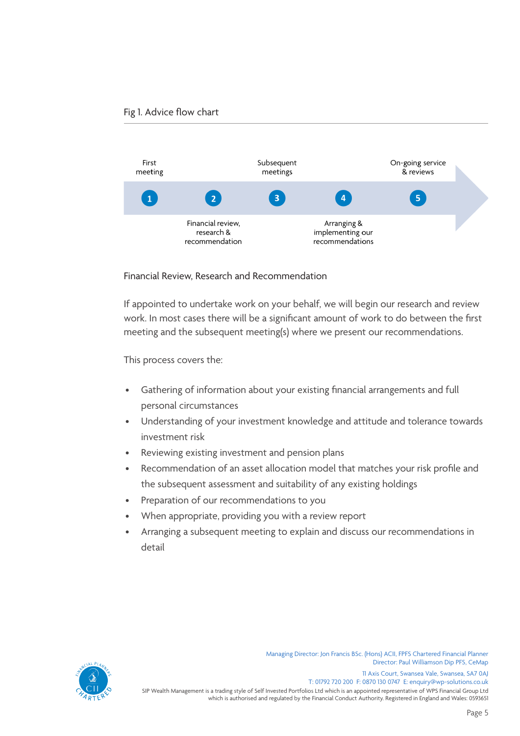Fig 1. Advice flow chart

1. First meeting
2. Financial review, research & recommendation
3. Subsequent meetings
4. Arranging & implementing our recommendations
5. On-going service & reviews

## Financial Review, Research and Recommendation

If appointed to undertake work on your behalf, we will begin our research and review work. In most cases there will be a significant amount of work to do between the first meeting and the subsequent meeting(s) where we present our recommendations.

This process covers the:

- Gathering of information about your existing financial arrangements and full personal circumstances
- Understanding of your investment knowledge and attitude and tolerance towards investment risk
- Reviewing existing investment and pension plans
- Recommendation of an asset allocation model that matches your risk profile and the subsequent assessment and suitability of any existing holdings
- Preparation of our recommendations to you
- When appropriate, providing you with a review report
- Arranging a subsequent meeting to explain and discuss our recommendations in detail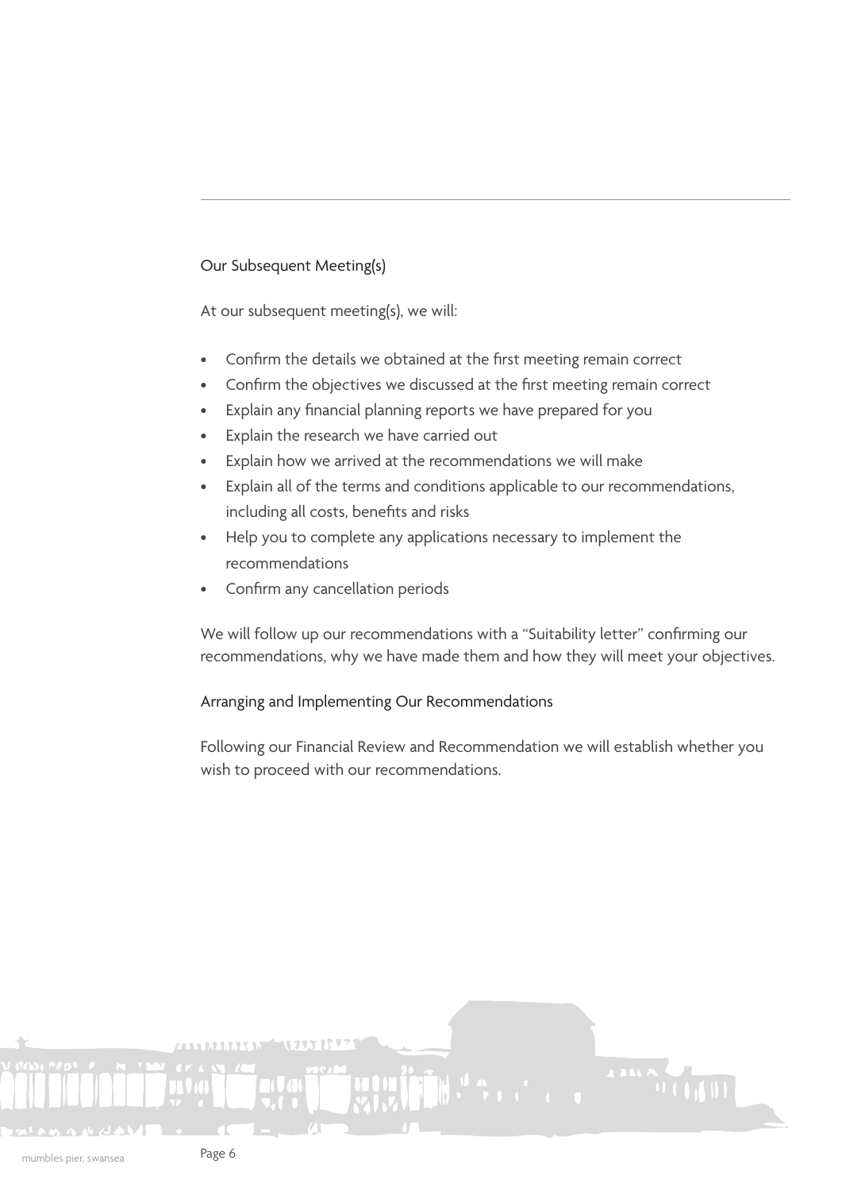## Our Subsequent Meeting(s)

At our subsequent meeting(s), we will:

- Confirm the details we obtained at the first meeting remain correct
- Confirm the objectives we discussed at the first meeting remain correct
- Explain any financial planning reports we have prepared for you
- Explain the research we have carried out
- Explain how we arrived at the recommendations we will make
- Explain all of the terms and conditions applicable to our recommendations, including all costs, benefits and risks
- Help you to complete any applications necessary to implement the recommendations
- Confirm any cancellation periods

We will follow up our recommendations with a "Suitability letter" confirming our recommendations, why we have made them and how they will meet your objectives.

## Arranging and Implementing Our Recommendations

Following our Financial Review and Recommendation we will establish whether you wish to proceed with our recommendations.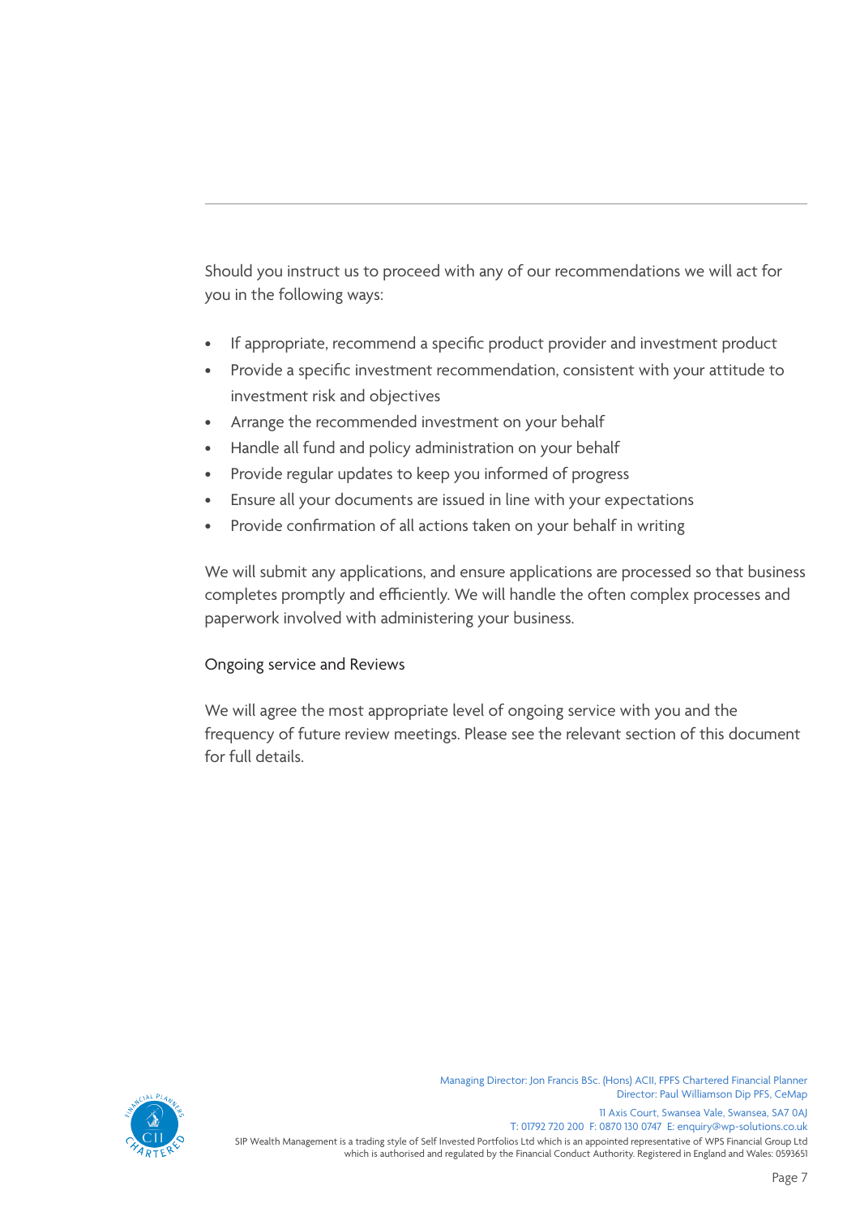Should you instruct us to proceed with any of our recommendations we will act for you in the following ways:

- If appropriate, recommend a specific product provider and investment product
- Provide a specific investment recommendation, consistent with your attitude to investment risk and objectives
- Arrange the recommended investment on your behalf
- Handle all fund and policy administration on your behalf
- Provide regular updates to keep you informed of progress
- Ensure all your documents are issued in line with your expectations
- Provide confirmation of all actions taken on your behalf in writing

We will submit any applications, and ensure applications are processed so that business completes promptly and efficiently. We will handle the often complex processes and paperwork involved with administering your business.

## Ongoing service and Reviews

We will agree the most appropriate level of ongoing service with you and the frequency of future review meetings. Please see the relevant section of this document for full details.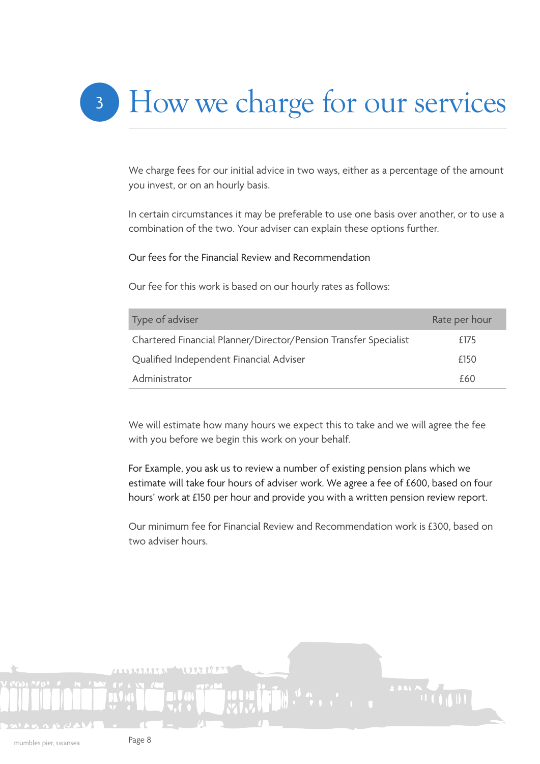# 3 How we charge for our services

We charge fees for our initial advice in two ways, either as a percentage of the amount you invest, or on an hourly basis.

In certain circumstances it may be preferable to use one basis over another, or to use a combination of the two. Your adviser can explain these options further.

Our fees for the Financial Review and Recommendation

Our fee for this work is based on our hourly rates as follows:

| Type of adviser | Rate per hour |
|---|---|
| Chartered Financial Planner/Director/Pension Transfer Specialist | £175 |
| Qualified Independent Financial Adviser | £150 |
| Administrator | £60 |

We will estimate how many hours we expect this to take and we will agree the fee with you before we begin this work on your behalf.

For Example, you ask us to review a number of existing pension plans which we estimate will take four hours of adviser work. We agree a fee of £600, based on four hours' work at £150 per hour and provide you with a written pension review report.

Our minimum fee for Financial Review and Recommendation work is £300, based on two adviser hours.

mumbles pier, swansea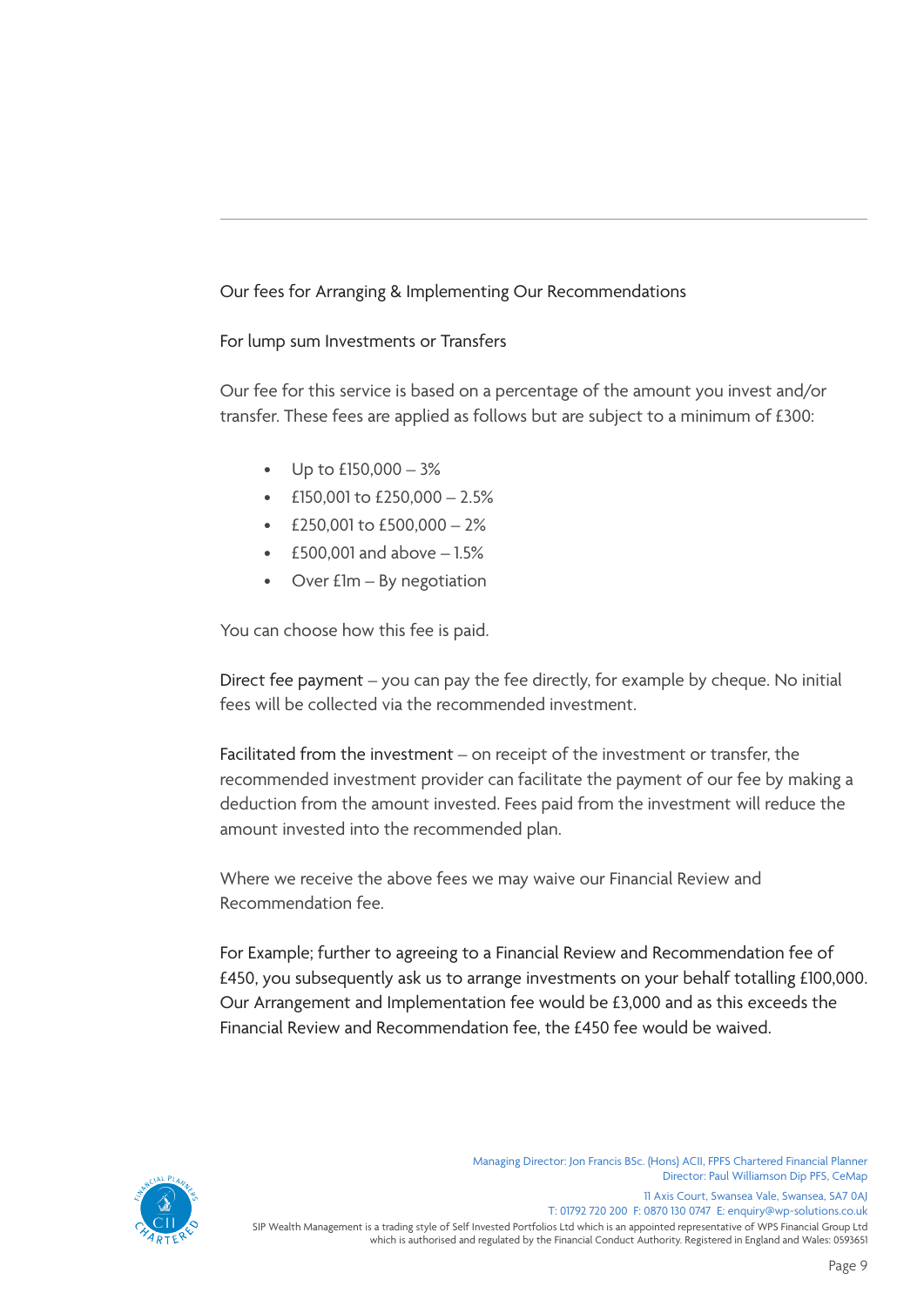## Our fees for Arranging & Implementing Our Recommendations

### For lump sum Investments or Transfers

Our fee for this service is based on a percentage of the amount you invest and/or transfer. These fees are applied as follows but are subject to a minimum of £300:

- Up to £150,000 – 3%
- £150,001 to £250,000 – 2.5%
- £250,001 to £500,000 – 2%
- £500,001 and above – 1.5%
- Over £1m – By negotiation

You can choose how this fee is paid.

Direct fee payment – you can pay the fee directly, for example by cheque. No initial fees will be collected via the recommended investment.

Facilitated from the investment – on receipt of the investment or transfer, the recommended investment provider can facilitate the payment of our fee by making a deduction from the amount invested. Fees paid from the investment will reduce the amount invested into the recommended plan.

Where we receive the above fees we may waive our Financial Review and Recommendation fee.

For Example; further to agreeing to a Financial Review and Recommendation fee of £450, you subsequently ask us to arrange investments on your behalf totalling £100,000. Our Arrangement and Implementation fee would be £3,000 and as this exceeds the Financial Review and Recommendation fee, the £450 fee would be waived.

Managing Director: Jon Francis BSc. (Hons) ACII, FPFS Chartered Financial Planner
Director: Paul Williamson Dip PFS, CeMap

11 Axis Court, Swansea Vale, Swansea, SA7 0AJ
T: 01792 720 200 F: 0870 130 0747 E: enquiry@wp-solutions.co.uk

SIP Wealth Management is a trading style of Self Invested Portfolios Ltd which is an appointed representative of WPS Financial Group Ltd which is authorised and regulated by the Financial Conduct Authority. Registered in England and Wales: 0593651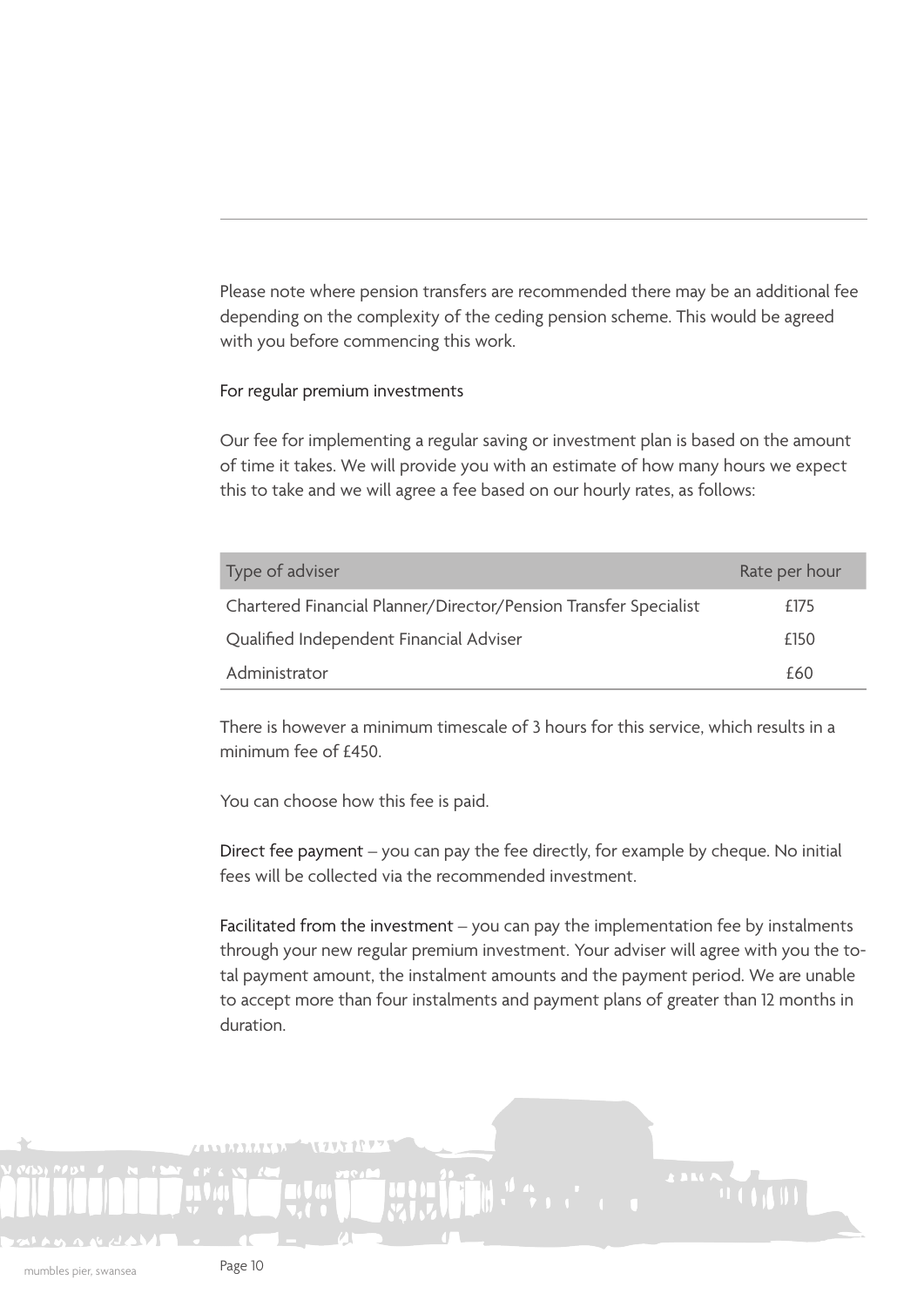Please note where pension transfers are recommended there may be an additional fee depending on the complexity of the ceding pension scheme. This would be agreed with you before commencing this work.

For regular premium investments

Our fee for implementing a regular saving or investment plan is based on the amount of time it takes. We will provide you with an estimate of how many hours we expect this to take and we will agree a fee based on our hourly rates, as follows:

| Type of adviser | Rate per hour |
|---|---|
| Chartered Financial Planner/Director/Pension Transfer Specialist | £175 |
| Qualified Independent Financial Adviser | £150 |
| Administrator | £60 |

There is however a minimum timescale of 3 hours for this service, which results in a minimum fee of £450.

You can choose how this fee is paid.

Direct fee payment – you can pay the fee directly, for example by cheque. No initial fees will be collected via the recommended investment.

Facilitated from the investment – you can pay the implementation fee by instalments through your new regular premium investment. Your adviser will agree with you the total payment amount, the instalment amounts and the payment period. We are unable to accept more than four instalments and payment plans of greater than 12 months in duration.

mumbles pier, swansea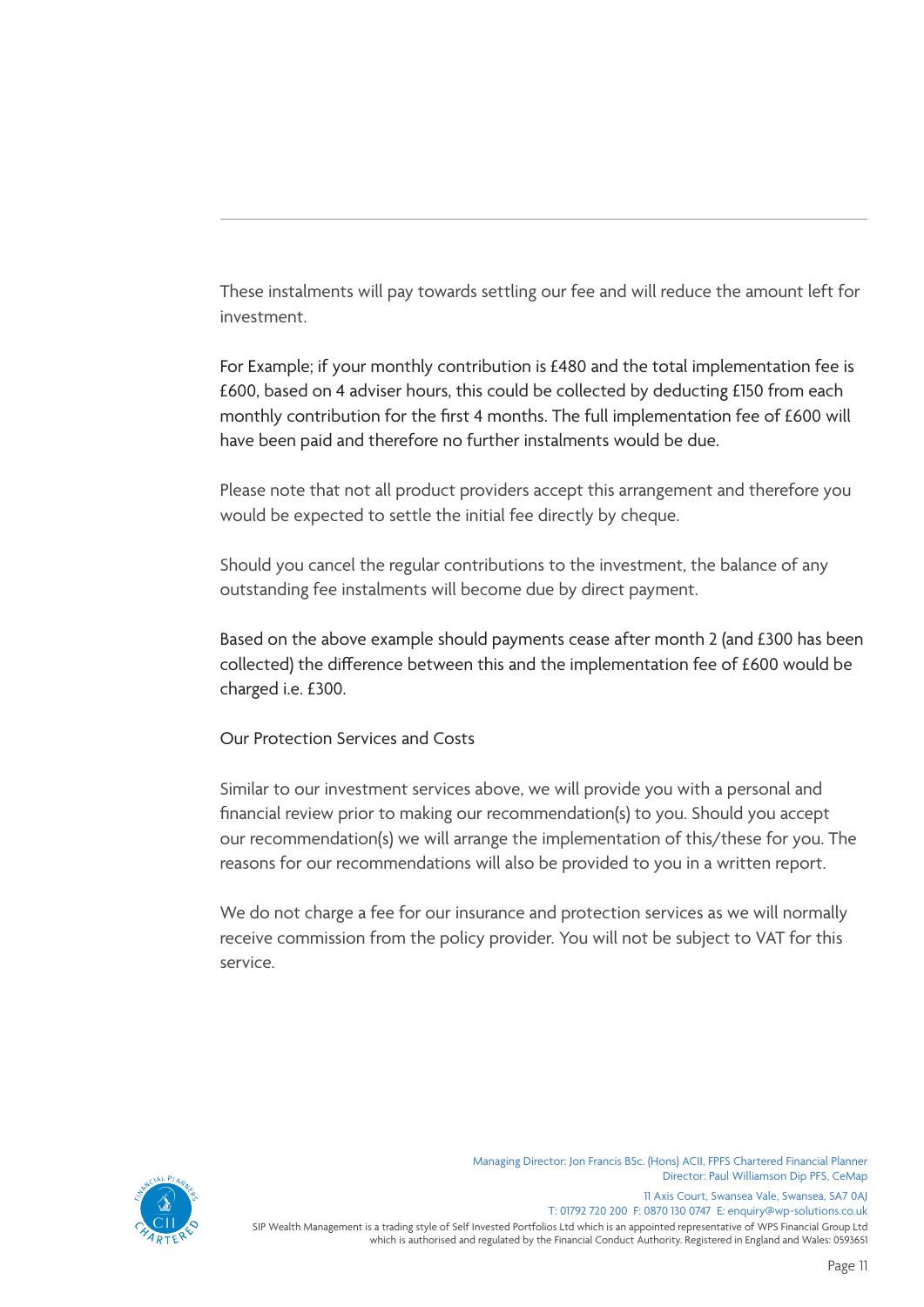These instalments will pay towards settling our fee and will reduce the amount left for investment.

For Example; if your monthly contribution is £480 and the total implementation fee is £600, based on 4 adviser hours, this could be collected by deducting £150 from each monthly contribution for the first 4 months. The full implementation fee of £600 will have been paid and therefore no further instalments would be due.

Please note that not all product providers accept this arrangement and therefore you would be expected to settle the initial fee directly by cheque.

Should you cancel the regular contributions to the investment, the balance of any outstanding fee instalments will become due by direct payment.

Based on the above example should payments cease after month 2 (and £300 has been collected) the difference between this and the implementation fee of £600 would be charged i.e. £300.

## Our Protection Services and Costs

Similar to our investment services above, we will provide you with a personal and financial review prior to making our recommendation(s) to you. Should you accept our recommendation(s) we will arrange the implementation of this/these for you. The reasons for our recommendations will also be provided to you in a written report.

We do not charge a fee for our insurance and protection services as we will normally receive commission from the policy provider. You will not be subject to VAT for this service.

Managing Director: Jon Francis BSc. (Hons) ACII, FPFS Chartered Financial Planner
Director: Paul Williamson Dip PFS, CeMap

11 Axis Court, Swansea Vale, Swansea, SA7 0AJ
T: 01792 720 200 F: 0870 130 0747 E: enquiry@wp-solutions.co.uk

SIP Wealth Management is a trading style of Self Invested Portfolios Ltd which is an appointed representative of WPS Financial Group Ltd which is authorised and regulated by the Financial Conduct Authority. Registered in England and Wales: 0593651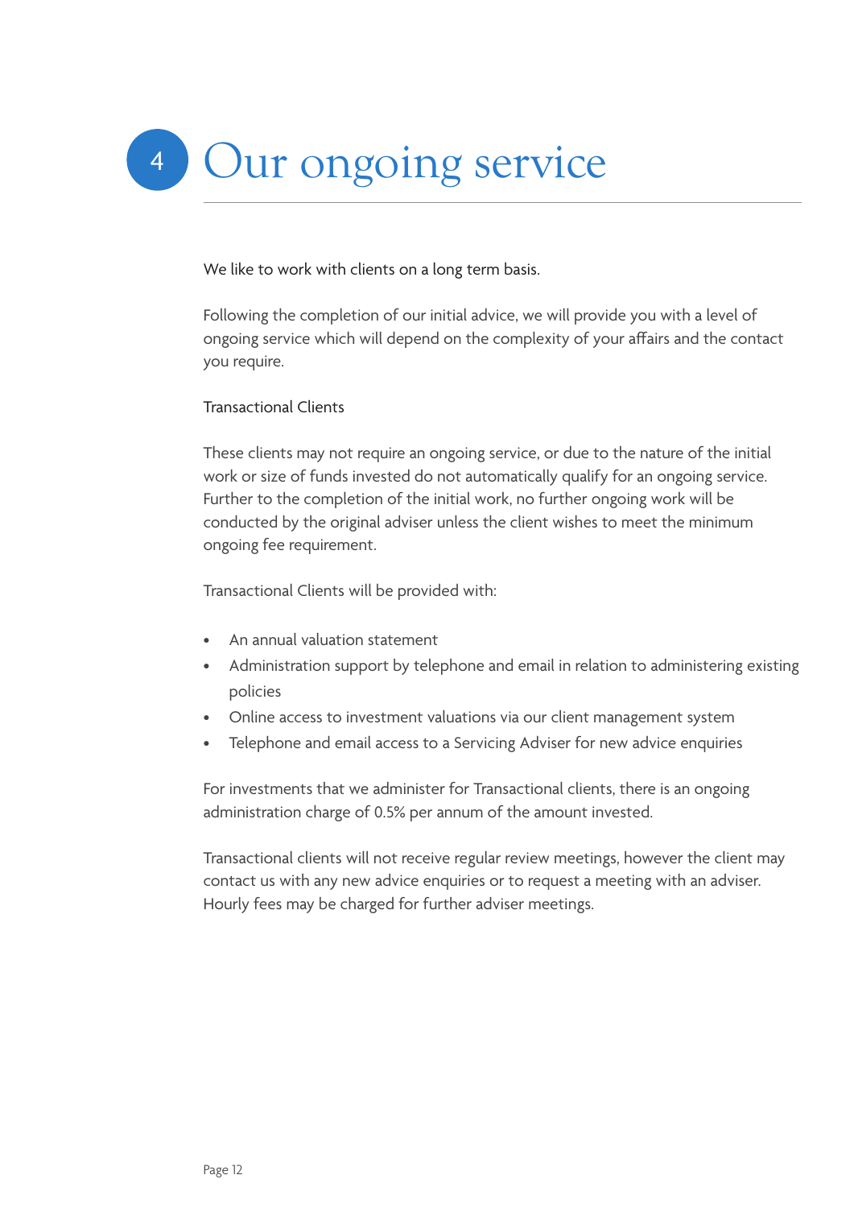# 4 Our ongoing service

We like to work with clients on a long term basis.

Following the completion of our initial advice, we will provide you with a level of ongoing service which will depend on the complexity of your affairs and the contact you require.

## Transactional Clients

These clients may not require an ongoing service, or due to the nature of the initial work or size of funds invested do not automatically qualify for an ongoing service. Further to the completion of the initial work, no further ongoing work will be conducted by the original adviser unless the client wishes to meet the minimum ongoing fee requirement.

Transactional Clients will be provided with:

- An annual valuation statement
- Administration support by telephone and email in relation to administering existing policies
- Online access to investment valuations via our client management system
- Telephone and email access to a Servicing Adviser for new advice enquiries

For investments that we administer for Transactional clients, there is an ongoing administration charge of 0.5% per annum of the amount invested.

Transactional clients will not receive regular review meetings, however the client may contact us with any new advice enquiries or to request a meeting with an adviser. Hourly fees may be charged for further adviser meetings.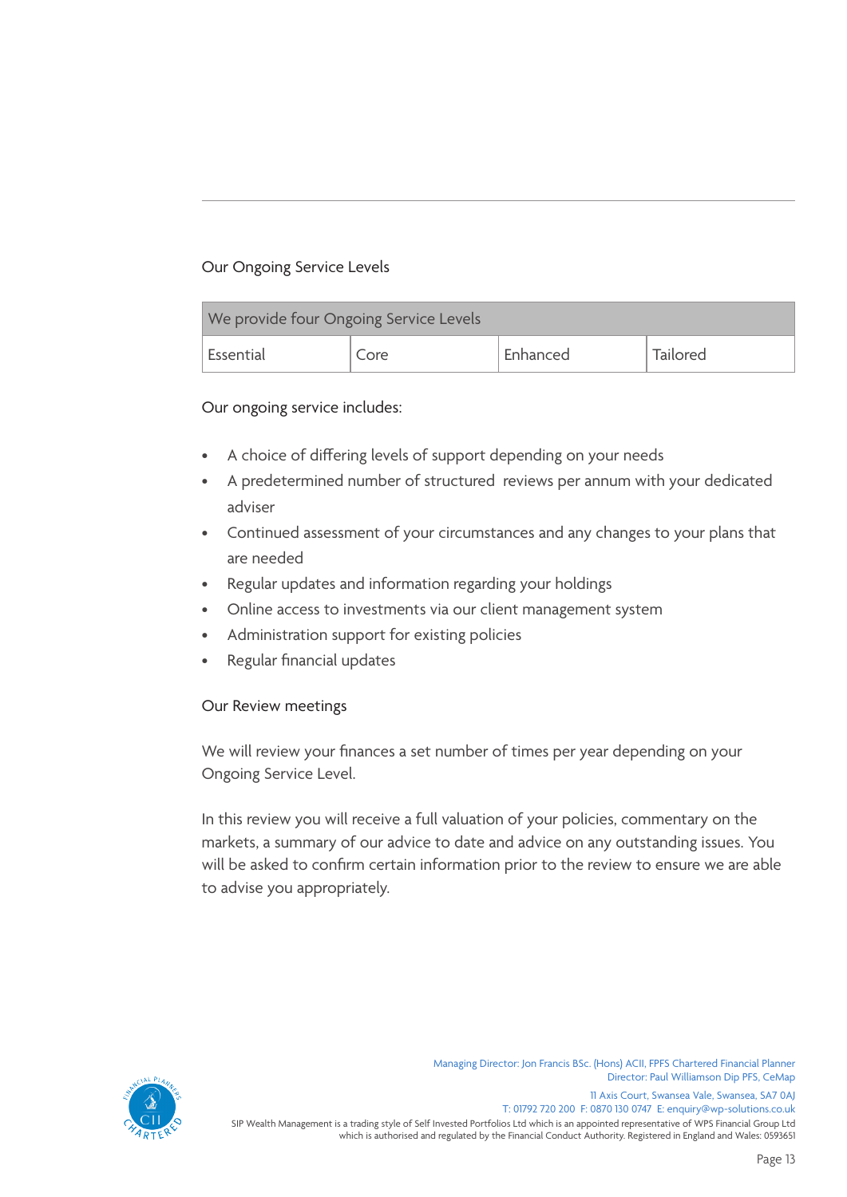## Our Ongoing Service Levels

| We provide four Ongoing Service Levels | | | |
|---|---|---|---|
| Essential | Core | Enhanced | Tailored |

Our ongoing service includes:

- A choice of differing levels of support depending on your needs
- A predetermined number of structured reviews per annum with your dedicated adviser
- Continued assessment of your circumstances and any changes to your plans that are needed
- Regular updates and information regarding your holdings
- Online access to investments via our client management system
- Administration support for existing policies
- Regular financial updates

## Our Review meetings

We will review your finances a set number of times per year depending on your Ongoing Service Level.

In this review you will receive a full valuation of your policies, commentary on the markets, a summary of our advice to date and advice on any outstanding issues. You will be asked to confirm certain information prior to the review to ensure we are able to advise you appropriately.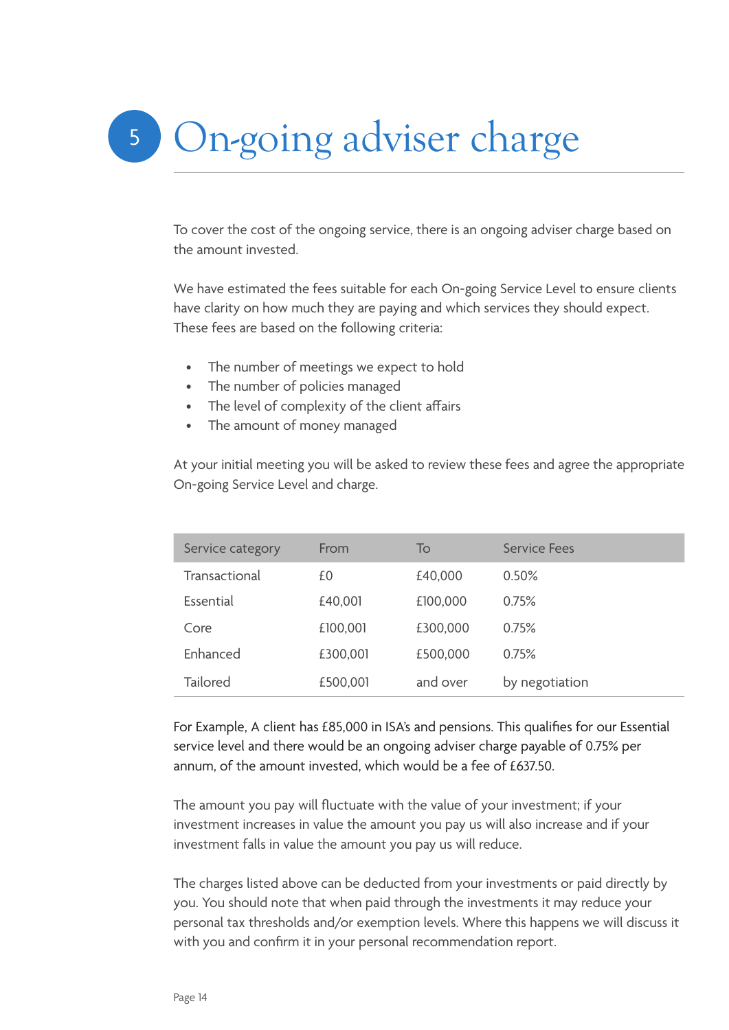# 5 On-going adviser charge

To cover the cost of the ongoing service, there is an ongoing adviser charge based on the amount invested.

We have estimated the fees suitable for each On-going Service Level to ensure clients have clarity on how much they are paying and which services they should expect. These fees are based on the following criteria:

- The number of meetings we expect to hold
- The number of policies managed
- The level of complexity of the client affairs
- The amount of money managed

At your initial meeting you will be asked to review these fees and agree the appropriate On-going Service Level and charge.

| Service category | From | To | Service Fees |
|---|---|---|---|
| Transactional | £0 | £40,000 | 0.50% |
| Essential | £40,001 | £100,000 | 0.75% |
| Core | £100,001 | £300,000 | 0.75% |
| Enhanced | £300,001 | £500,000 | 0.75% |
| Tailored | £500,001 | and over | by negotiation |

For Example, A client has £85,000 in ISA's and pensions. This qualifies for our Essential service level and there would be an ongoing adviser charge payable of 0.75% per annum, of the amount invested, which would be a fee of £637.50.

The amount you pay will fluctuate with the value of your investment; if your investment increases in value the amount you pay us will also increase and if your investment falls in value the amount you pay us will reduce.

The charges listed above can be deducted from your investments or paid directly by you. You should note that when paid through the investments it may reduce your personal tax thresholds and/or exemption levels. Where this happens we will discuss it with you and confirm it in your personal recommendation report.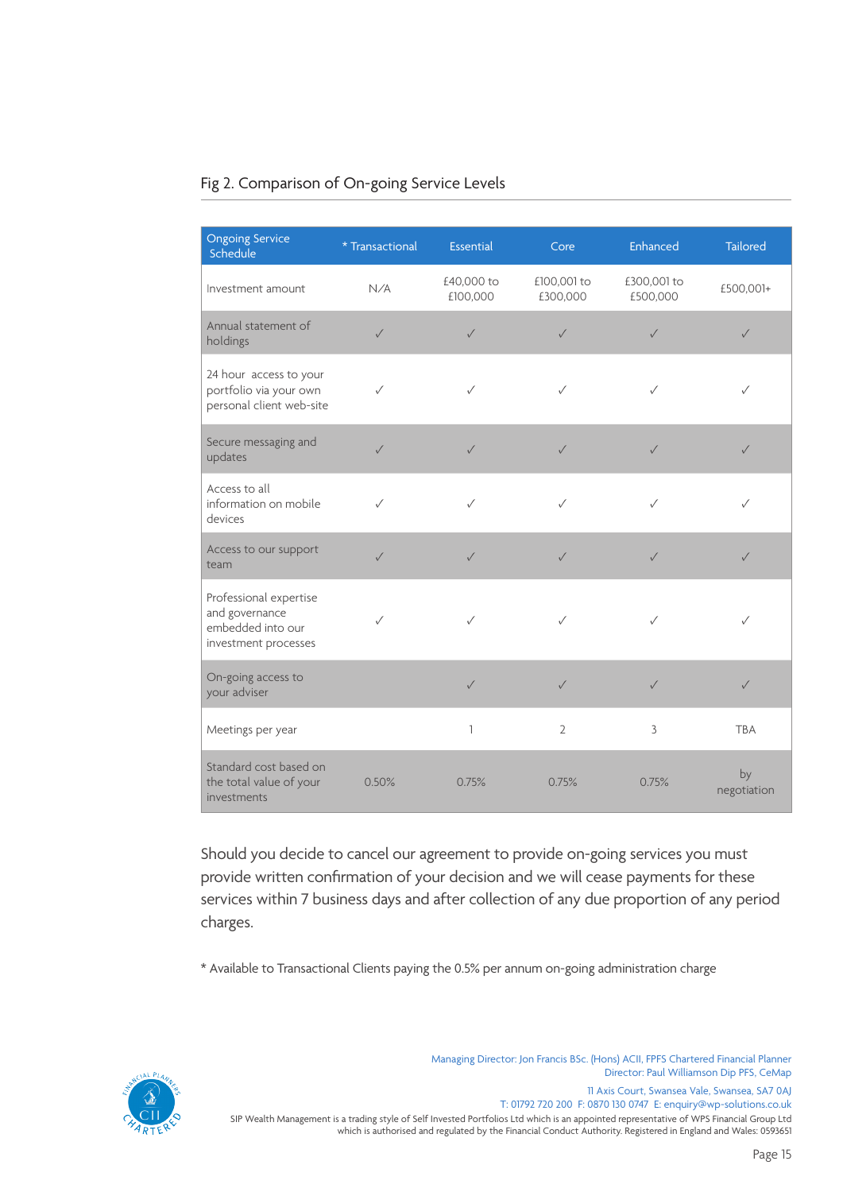## Fig 2. Comparison of On-going Service Levels

| Ongoing Service Schedule | * Transactional | Essential | Core | Enhanced | Tailored |
|---|---|---|---|---|---|
| Investment amount | N/A | £40,000 to £100,000 | £100,001 to £300,000 | £300,001 to £500,000 | £500,001+ |
| Annual statement of holdings | ✓ | ✓ | ✓ | ✓ | ✓ |
| 24 hour access to your portfolio via your own personal client web-site | ✓ | ✓ | ✓ | ✓ | ✓ |
| Secure messaging and updates | ✓ | ✓ | ✓ | ✓ | ✓ |
| Access to all information on mobile devices | ✓ | ✓ | ✓ | ✓ | ✓ |
| Access to our support team | ✓ | ✓ | ✓ | ✓ | ✓ |
| Professional expertise and governance embedded into our investment processes | ✓ | ✓ | ✓ | ✓ | ✓ |
| On-going access to your adviser | | ✓ | ✓ | ✓ | ✓ |
| Meetings per year | | 1 | 2 | 3 | TBA |
| Standard cost based on the total value of your investments | 0.50% | 0.75% | 0.75% | 0.75% | by negotiation |

Should you decide to cancel our agreement to provide on-going services you must provide written confirmation of your decision and we will cease payments for these services within 7 business days and after collection of any due proportion of any period charges.

* Available to Transactional Clients paying the 0.5% per annum on-going administration charge

Managing Director: Jon Francis BSc. (Hons) ACII, FPFS Chartered Financial Planner
Director: Paul Williamson Dip PFS, CeMap

11 Axis Court, Swansea Vale, Swansea, SA7 0AJ
T: 01792 720 200 F: 0870 130 0747 E: enquiry@wp-solutions.co.uk

SIP Wealth Management is a trading style of Self Invested Portfolios Ltd which is an appointed representative of WPS Financial Group Ltd which is authorised and regulated by the Financial Conduct Authority. Registered in England and Wales: 0593651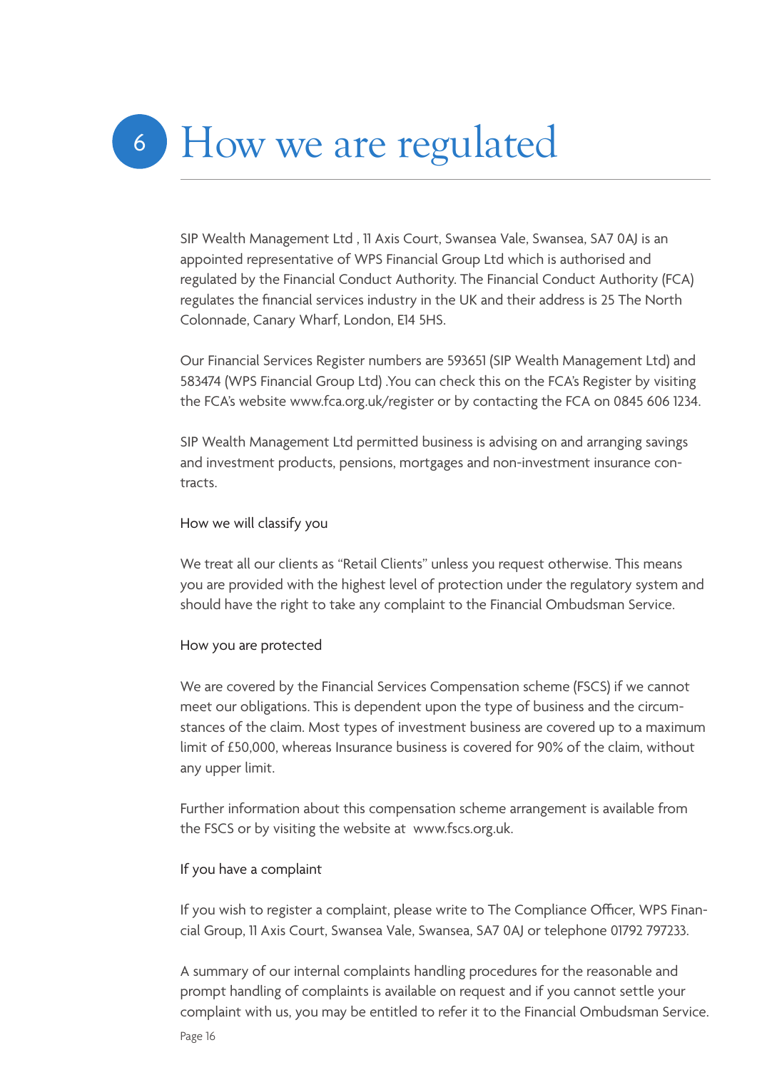# 6 How we are regulated

SIP Wealth Management Ltd , 11 Axis Court, Swansea Vale, Swansea, SA7 0AJ is an appointed representative of WPS Financial Group Ltd which is authorised and regulated by the Financial Conduct Authority. The Financial Conduct Authority (FCA) regulates the financial services industry in the UK and their address is 25 The North Colonnade, Canary Wharf, London, E14 5HS.

Our Financial Services Register numbers are 593651 (SIP Wealth Management Ltd) and 583474 (WPS Financial Group Ltd) .You can check this on the FCA's Register by visiting the FCA's website www.fca.org.uk/register or by contacting the FCA on 0845 606 1234.

SIP Wealth Management Ltd permitted business is advising on and arranging savings and investment products, pensions, mortgages and non-investment insurance contracts.

### How we will classify you

We treat all our clients as "Retail Clients" unless you request otherwise. This means you are provided with the highest level of protection under the regulatory system and should have the right to take any complaint to the Financial Ombudsman Service.

### How you are protected

We are covered by the Financial Services Compensation scheme (FSCS) if we cannot meet our obligations. This is dependent upon the type of business and the circumstances of the claim. Most types of investment business are covered up to a maximum limit of £50,000, whereas Insurance business is covered for 90% of the claim, without any upper limit.

Further information about this compensation scheme arrangement is available from the FSCS or by visiting the website at www.fscs.org.uk.

### If you have a complaint

If you wish to register a complaint, please write to The Compliance Officer, WPS Financial Group, 11 Axis Court, Swansea Vale, Swansea, SA7 0AJ or telephone 01792 797233.

A summary of our internal complaints handling procedures for the reasonable and prompt handling of complaints is available on request and if you cannot settle your complaint with us, you may be entitled to refer it to the Financial Ombudsman Service.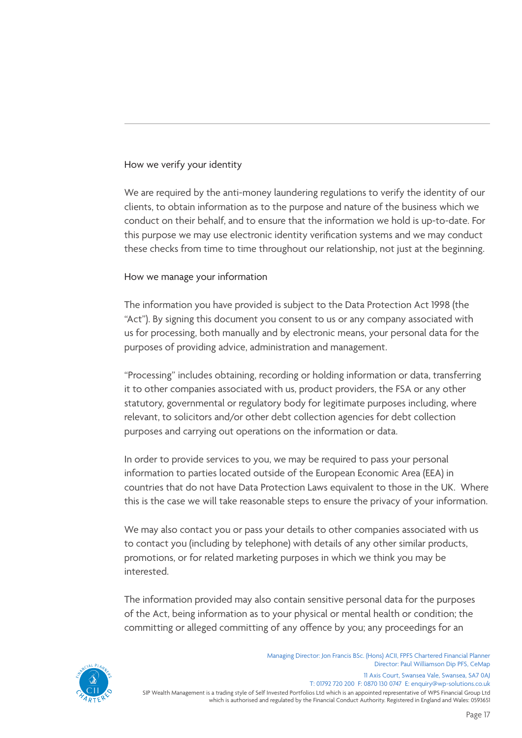## How we verify your identity

We are required by the anti-money laundering regulations to verify the identity of our clients, to obtain information as to the purpose and nature of the business which we conduct on their behalf, and to ensure that the information we hold is up-to-date. For this purpose we may use electronic identity verification systems and we may conduct these checks from time to time throughout our relationship, not just at the beginning.

## How we manage your information

The information you have provided is subject to the Data Protection Act 1998 (the "Act"). By signing this document you consent to us or any company associated with us for processing, both manually and by electronic means, your personal data for the purposes of providing advice, administration and management.

"Processing" includes obtaining, recording or holding information or data, transferring it to other companies associated with us, product providers, the FSA or any other statutory, governmental or regulatory body for legitimate purposes including, where relevant, to solicitors and/or other debt collection agencies for debt collection purposes and carrying out operations on the information or data.

In order to provide services to you, we may be required to pass your personal information to parties located outside of the European Economic Area (EEA) in countries that do not have Data Protection Laws equivalent to those in the UK. Where this is the case we will take reasonable steps to ensure the privacy of your information.

We may also contact you or pass your details to other companies associated with us to contact you (including by telephone) with details of any other similar products, promotions, or for related marketing purposes in which we think you may be interested.

The information provided may also contain sensitive personal data for the purposes of the Act, being information as to your physical or mental health or condition; the committing or alleged committing of any offence by you; any proceedings for an

Managing Director: Jon Francis BSc. (Hons) ACII, FPFS Chartered Financial Planner
Director: Paul Williamson Dip PFS, CeMap

11 Axis Court, Swansea Vale, Swansea, SA7 0AJ
T: 01792 720 200 F: 0870 130 0747 E: enquiry@wp-solutions.co.uk

SIP Wealth Management is a trading style of Self Invested Portfolios Ltd which is an appointed representative of WPS Financial Group Ltd which is authorised and regulated by the Financial Conduct Authority. Registered in England and Wales: 0593651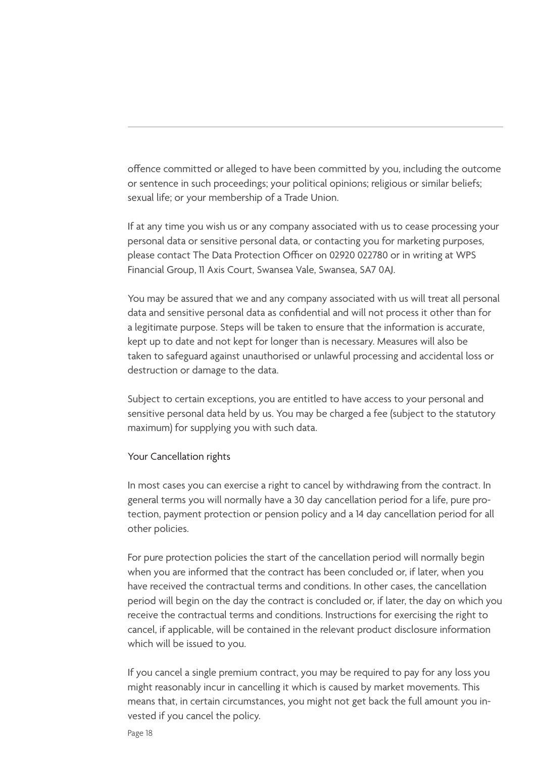offence committed or alleged to have been committed by you, including the outcome or sentence in such proceedings; your political opinions; religious or similar beliefs; sexual life; or your membership of a Trade Union.

If at any time you wish us or any company associated with us to cease processing your personal data or sensitive personal data, or contacting you for marketing purposes, please contact The Data Protection Officer on 02920 022780 or in writing at WPS Financial Group, 11 Axis Court, Swansea Vale, Swansea, SA7 0AJ.

You may be assured that we and any company associated with us will treat all personal data and sensitive personal data as confidential and will not process it other than for a legitimate purpose. Steps will be taken to ensure that the information is accurate, kept up to date and not kept for longer than is necessary. Measures will also be taken to safeguard against unauthorised or unlawful processing and accidental loss or destruction or damage to the data.

Subject to certain exceptions, you are entitled to have access to your personal and sensitive personal data held by us. You may be charged a fee (subject to the statutory maximum) for supplying you with such data.

## Your Cancellation rights

In most cases you can exercise a right to cancel by withdrawing from the contract. In general terms you will normally have a 30 day cancellation period for a life, pure protection, payment protection or pension policy and a 14 day cancellation period for all other policies.

For pure protection policies the start of the cancellation period will normally begin when you are informed that the contract has been concluded or, if later, when you have received the contractual terms and conditions. In other cases, the cancellation period will begin on the day the contract is concluded or, if later, the day on which you receive the contractual terms and conditions. Instructions for exercising the right to cancel, if applicable, will be contained in the relevant product disclosure information which will be issued to you.

If you cancel a single premium contract, you may be required to pay for any loss you might reasonably incur in cancelling it which is caused by market movements. This means that, in certain circumstances, you might not get back the full amount you invested if you cancel the policy.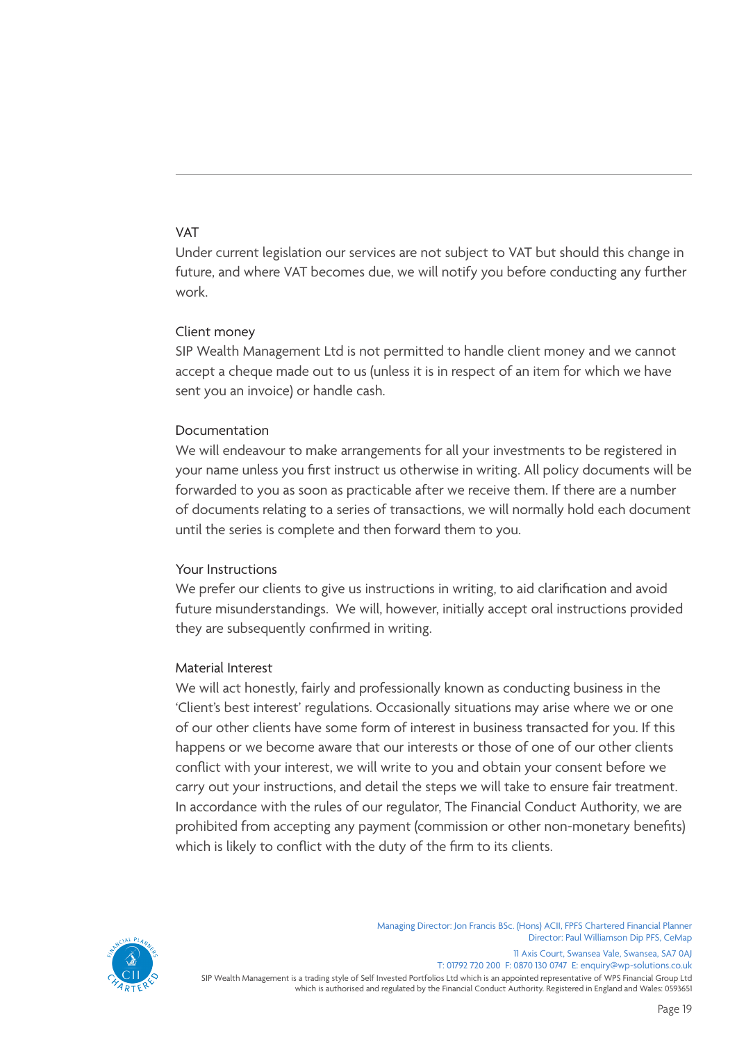## VAT

Under current legislation our services are not subject to VAT but should this change in future, and where VAT becomes due, we will notify you before conducting any further work.

## Client money

SIP Wealth Management Ltd is not permitted to handle client money and we cannot accept a cheque made out to us (unless it is in respect of an item for which we have sent you an invoice) or handle cash.

## Documentation

We will endeavour to make arrangements for all your investments to be registered in your name unless you first instruct us otherwise in writing. All policy documents will be forwarded to you as soon as practicable after we receive them. If there are a number of documents relating to a series of transactions, we will normally hold each document until the series is complete and then forward them to you.

## Your Instructions

We prefer our clients to give us instructions in writing, to aid clarification and avoid future misunderstandings. We will, however, initially accept oral instructions provided they are subsequently confirmed in writing.

## Material Interest

We will act honestly, fairly and professionally known as conducting business in the 'Client's best interest' regulations. Occasionally situations may arise where we or one of our other clients have some form of interest in business transacted for you. If this happens or we become aware that our interests or those of one of our other clients conflict with your interest, we will write to you and obtain your consent before we carry out your instructions, and detail the steps we will take to ensure fair treatment. In accordance with the rules of our regulator, The Financial Conduct Authority, we are prohibited from accepting any payment (commission or other non-monetary benefits) which is likely to conflict with the duty of the firm to its clients.

Managing Director: Jon Francis BSc. (Hons) ACII, FPFS Chartered Financial Planner
Director: Paul Williamson Dip PFS, CeMap

11 Axis Court, Swansea Vale, Swansea, SA7 0AJ
T: 01792 720 200 F: 0870 130 0747 E: enquiry@wp-solutions.co.uk

SIP Wealth Management is a trading style of Self Invested Portfolios Ltd which is an appointed representative of WPS Financial Group Ltd which is authorised and regulated by the Financial Conduct Authority. Registered in England and Wales: 0593651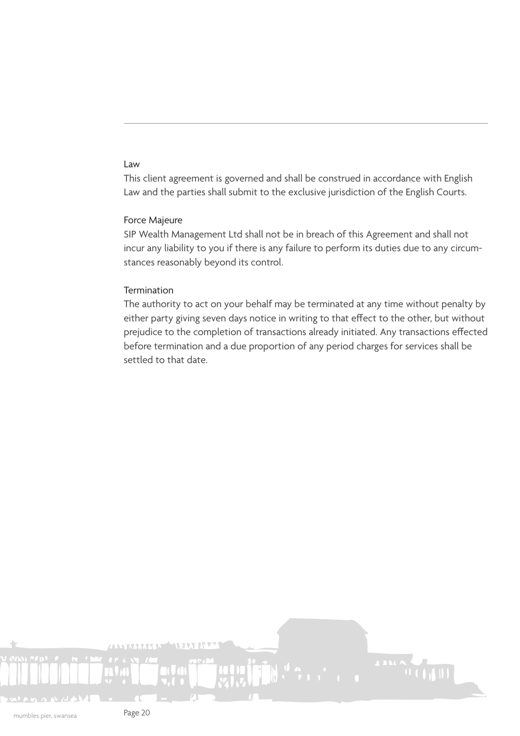## Law

This client agreement is governed and shall be construed in accordance with English Law and the parties shall submit to the exclusive jurisdiction of the English Courts.

## Force Majeure

SIP Wealth Management Ltd shall not be in breach of this Agreement and shall not incur any liability to you if there is any failure to perform its duties due to any circumstances reasonably beyond its control.

## Termination

The authority to act on your behalf may be terminated at any time without penalty by either party giving seven days notice in writing to that effect to the other, but without prejudice to the completion of transactions already initiated. Any transactions effected before termination and a due proportion of any period charges for services shall be settled to that date.

mumbles pier, swansea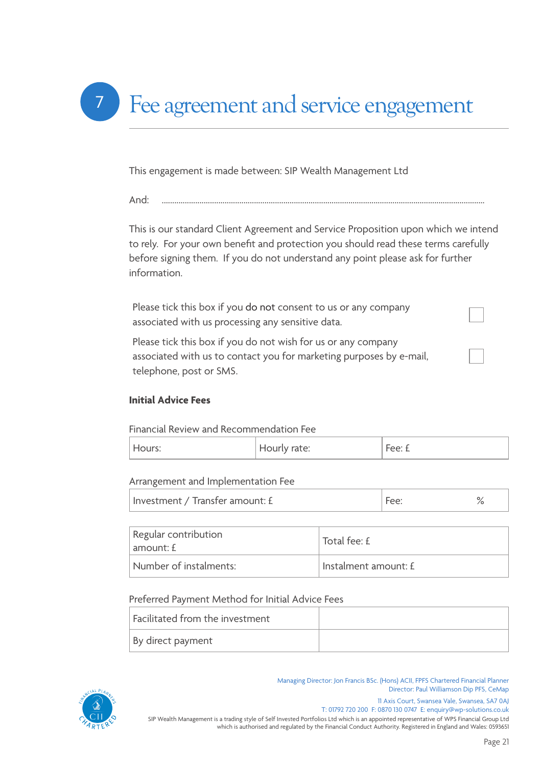# 7 Fee agreement and service engagement

This engagement is made between: SIP Wealth Management Ltd

And: ..........................................................................................................................................

This is our standard Client Agreement and Service Proposition upon which we intend to rely. For your own benefit and protection you should read these terms carefully before signing them. If you do not understand any point please ask for further information.

| | |
|---|---|
| Please tick this box if you do not consent to us or any company associated with us processing any sensitive data. | ☐ |
| Please tick this box if you do not wish for us or any company associated with us to contact you for marketing purposes by e-mail, telephone, post or SMS. | ☐ |

**Initial Advice Fees**

Financial Review and Recommendation Fee

| Hours: | Hourly rate: | Fee: £ |
|---|---|---|

Arrangement and Implementation Fee

| Investment / Transfer amount: £ | Fee: % |
|---|---|

| Regular contribution amount: £ | Total fee: £ |
|---|---|
| Number of instalments: | Instalment amount: £ |

Preferred Payment Method for Initial Advice Fees

| Facilitated from the investment | |
|---|---|
| By direct payment | |

Managing Director: Jon Francis BSc. (Hons) ACII, FPFS Chartered Financial Planner
Director: Paul Williamson Dip PFS, CeMap

11 Axis Court, Swansea Vale, Swansea, SA7 0AJ
T: 01792 720 200 F: 0870 130 0747 E: enquiry@wp-solutions.co.uk

SIP Wealth Management is a trading style of Self Invested Portfolios Ltd which is an appointed representative of WPS Financial Group Ltd which is authorised and regulated by the Financial Conduct Authority. Registered in England and Wales: 0593651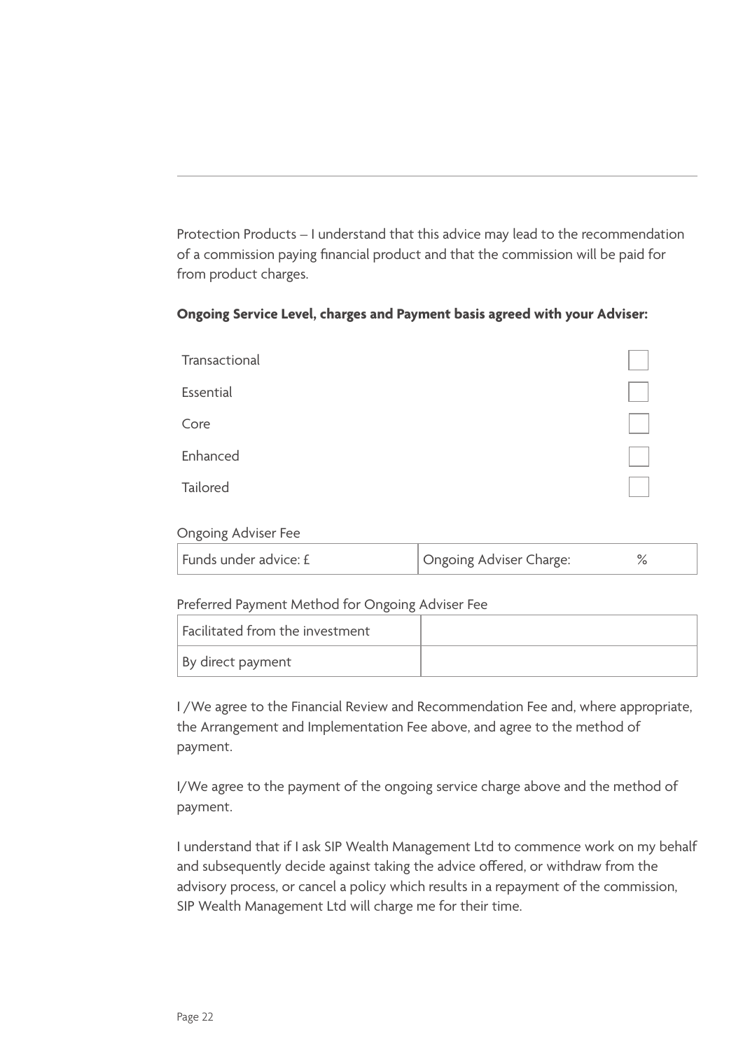Protection Products – I understand that this advice may lead to the recommendation of a commission paying financial product and that the commission will be paid for from product charges.

**Ongoing Service Level, charges and Payment basis agreed with your Adviser:**

| | |
|---|---|
| Transactional | ☐ |
| Essential | ☐ |
| Core | ☐ |
| Enhanced | ☐ |
| Tailored | ☐ |

Ongoing Adviser Fee

| Funds under advice: £ | Ongoing Adviser Charge: % |
|---|---|

Preferred Payment Method for Ongoing Adviser Fee

| | |
|---|---|
| Facilitated from the investment | |
| By direct payment | |

I /We agree to the Financial Review and Recommendation Fee and, where appropriate, the Arrangement and Implementation Fee above, and agree to the method of payment.

I/We agree to the payment of the ongoing service charge above and the method of payment.

I understand that if I ask SIP Wealth Management Ltd to commence work on my behalf and subsequently decide against taking the advice offered, or withdraw from the advisory process, or cancel a policy which results in a repayment of the commission, SIP Wealth Management Ltd will charge me for their time.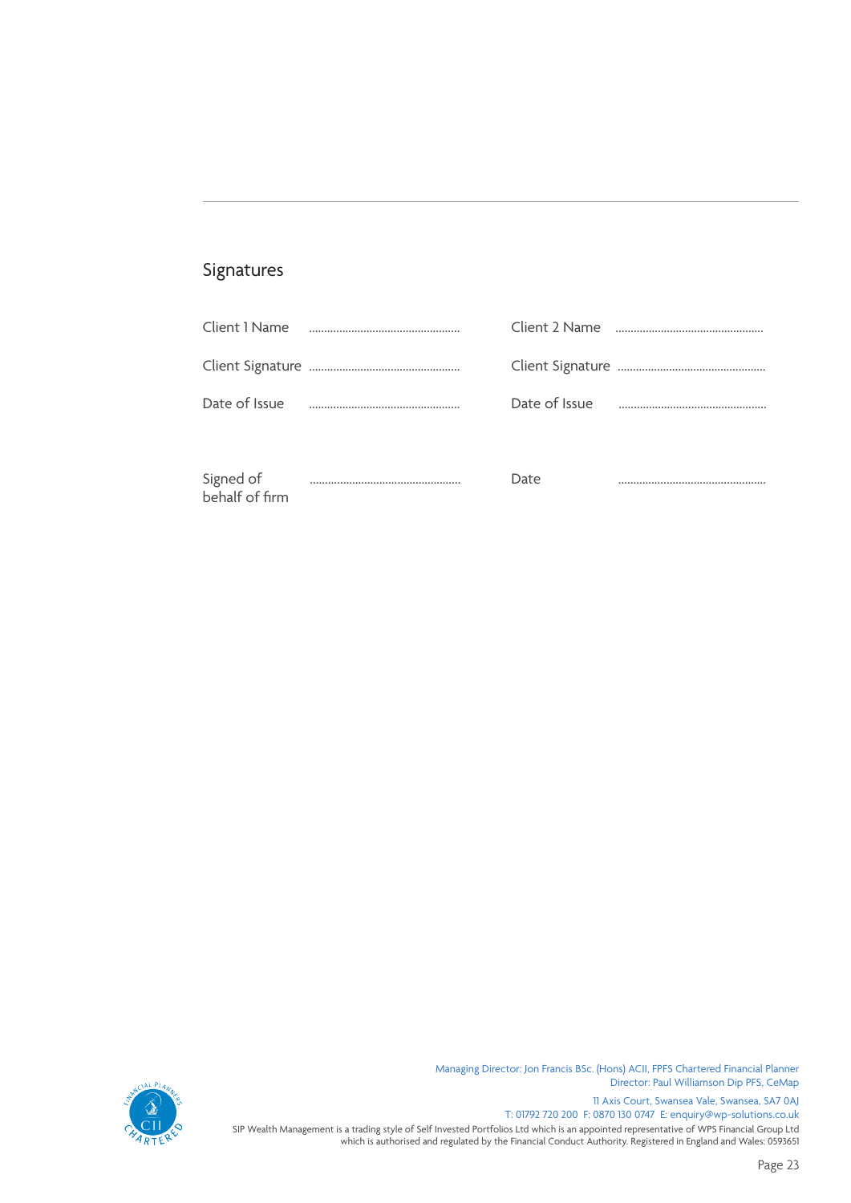## Signatures

| Client 1 Name | .................................................. | Client 2 Name | .................................................. |
|---|---|---|---|
| Client Signature | .................................................. | Client Signature | .................................................. |
| Date of Issue | .................................................. | Date of Issue | .................................................. |
| Signed of behalf of firm | .................................................. | Date | .................................................. |

Managing Director: Jon Francis BSc. (Hons) ACII, FPFS Chartered Financial Planner
Director: Paul Williamson Dip PFS, CeMap

11 Axis Court, Swansea Vale, Swansea, SA7 0AJ
T: 01792 720 200 F: 0870 130 0747 E: enquiry@wp-solutions.co.uk

SIP Wealth Management is a trading style of Self Invested Portfolios Ltd which is an appointed representative of WPS Financial Group Ltd which is authorised and regulated by the Financial Conduct Authority. Registered in England and Wales: 0593651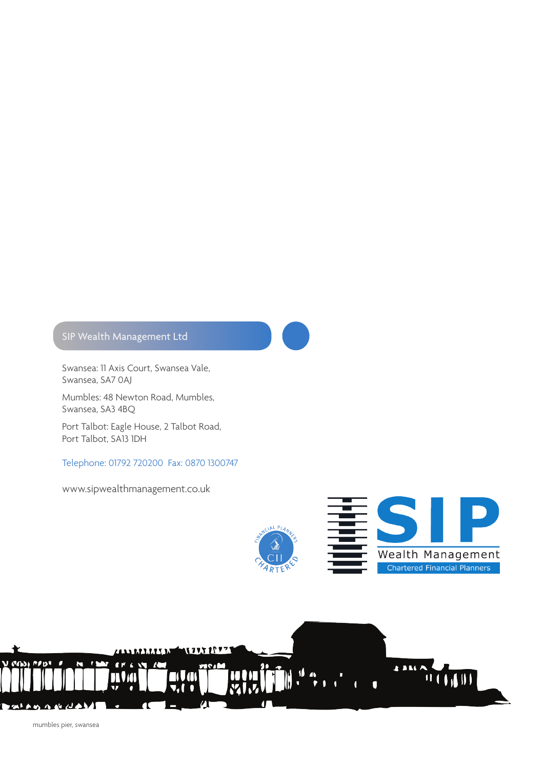## SIP Wealth Management Ltd

Swansea: 11 Axis Court, Swansea Vale,
Swansea, SA7 0AJ

Mumbles: 48 Newton Road, Mumbles,
Swansea, SA3 4BQ

Port Talbot: Eagle House, 2 Talbot Road,
Port Talbot, SA13 1DH

Telephone: 01792 720200  Fax: 0870 1300747

www.sipwealthmanagement.co.uk

CII Chartered Financial Planners

SIP Wealth Management
Chartered Financial Planners

mumbles pier, swansea